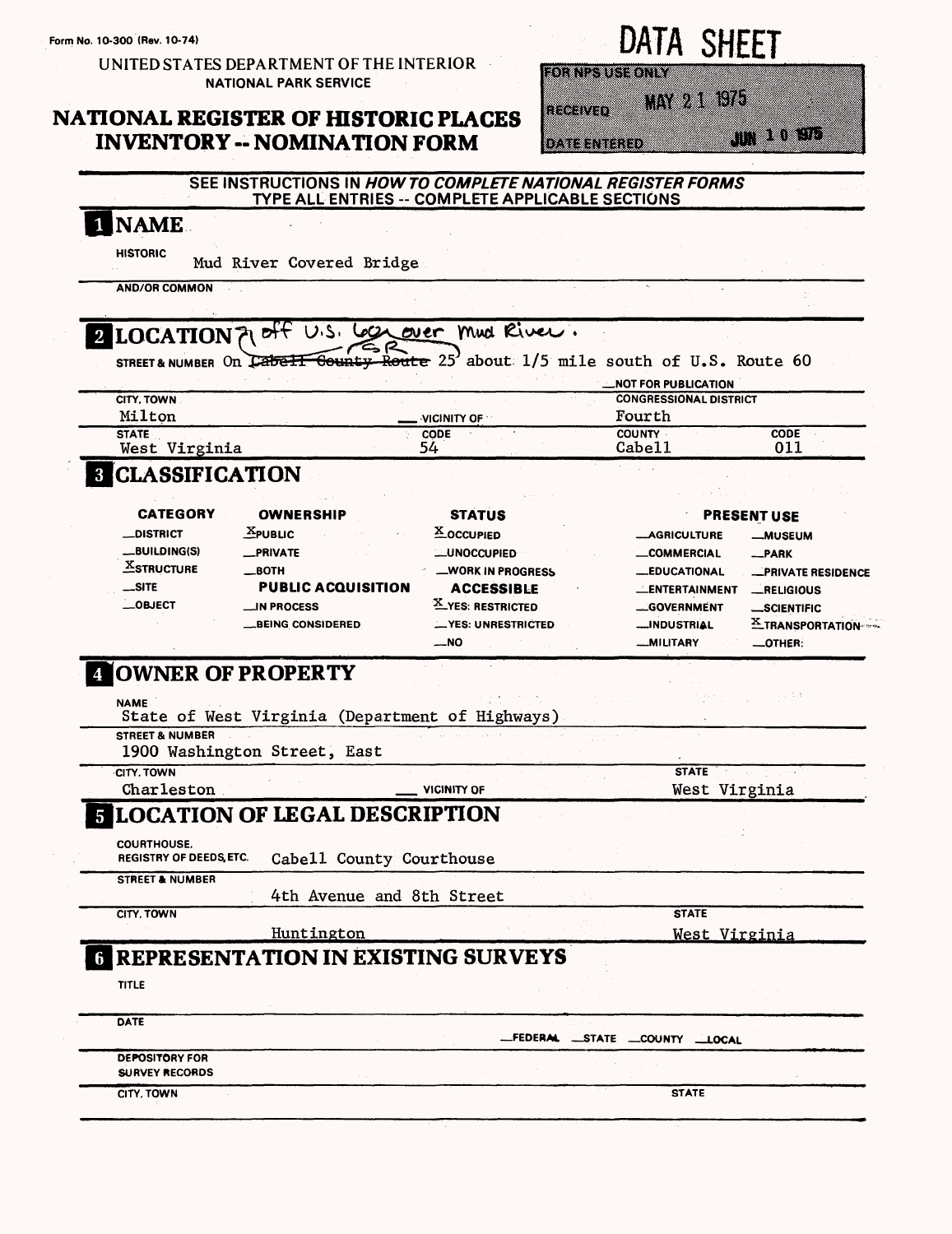Form No. 10-300 (Rev. 10-74)

UNITED STATES DEPARTMENT OF THE INTERIOR
NATIONAL PARK SERVICE

# NATIONAL REGISTER OF HISTORIC PLACES INVENTORY -- NOMINATION FORM

# DATA SHEET

FOR NPS USE ONLY

RECEIVED MAY 21 1975

DATE ENTERED JUN 10 1975

SEE INSTRUCTIONS IN *HOW TO COMPLETE NATIONAL REGISTER FORMS*
TYPE ALL ENTRIES -- COMPLETE APPLICABLE SECTIONS

## 1 NAME

HISTORIC: Mud River Covered Bridge

AND/OR COMMON:

## 2 LOCATION — off U.S. 60 over Mud River.

STREET & NUMBER: On ~~Cabell County Route~~ SR 25 about 1/5 mile south of U.S. Route 60

__NOT FOR PUBLICATION

| CITY, TOWN | | CONGRESSIONAL DISTRICT | |
|---|---|---|---|
| Milton | __VICINITY OF | Fourth | |
| STATE | CODE | COUNTY | CODE |
| West Virginia | 54 | Cabell | 011 |

## 3 CLASSIFICATION

| CATEGORY | OWNERSHIP | STATUS | PRESENT USE | |
|---|---|---|---|---|
| __DISTRICT | X PUBLIC | X OCCUPIED | __AGRICULTURE | __MUSEUM |
| __BUILDING(S) | __PRIVATE | __UNOCCUPIED | __COMMERCIAL | __PARK |
| X STRUCTURE | __BOTH | __WORK IN PROGRESS | __EDUCATIONAL | __PRIVATE RESIDENCE |
| __SITE | **PUBLIC ACQUISITION** | **ACCESSIBLE** | __ENTERTAINMENT | __RELIGIOUS |
| __OBJECT | __IN PROCESS | X YES: RESTRICTED | __GOVERNMENT | __SCIENTIFIC |
| | __BEING CONSIDERED | __YES: UNRESTRICTED | __INDUSTRIAL | X TRANSPORTATION |
| | | __NO | __MILITARY | __OTHER: |

## 4 OWNER OF PROPERTY

NAME: State of West Virginia (Department of Highways)

STREET & NUMBER: 1900 Washington Street, East

| CITY, TOWN | | STATE |
|---|---|---|
| Charleston | __VICINITY OF | West Virginia |

## 5 LOCATION OF LEGAL DESCRIPTION

COURTHOUSE, REGISTRY OF DEEDS, ETC.: Cabell County Courthouse

STREET & NUMBER: 4th Avenue and 8th Street

| CITY, TOWN | STATE |
|---|---|
| Huntington | West Virginia |

## 6 REPRESENTATION IN EXISTING SURVEYS

TITLE:

DATE: __FEDERAL __STATE __COUNTY __LOCAL

DEPOSITORY FOR SURVEY RECORDS:

CITY, TOWN: STATE: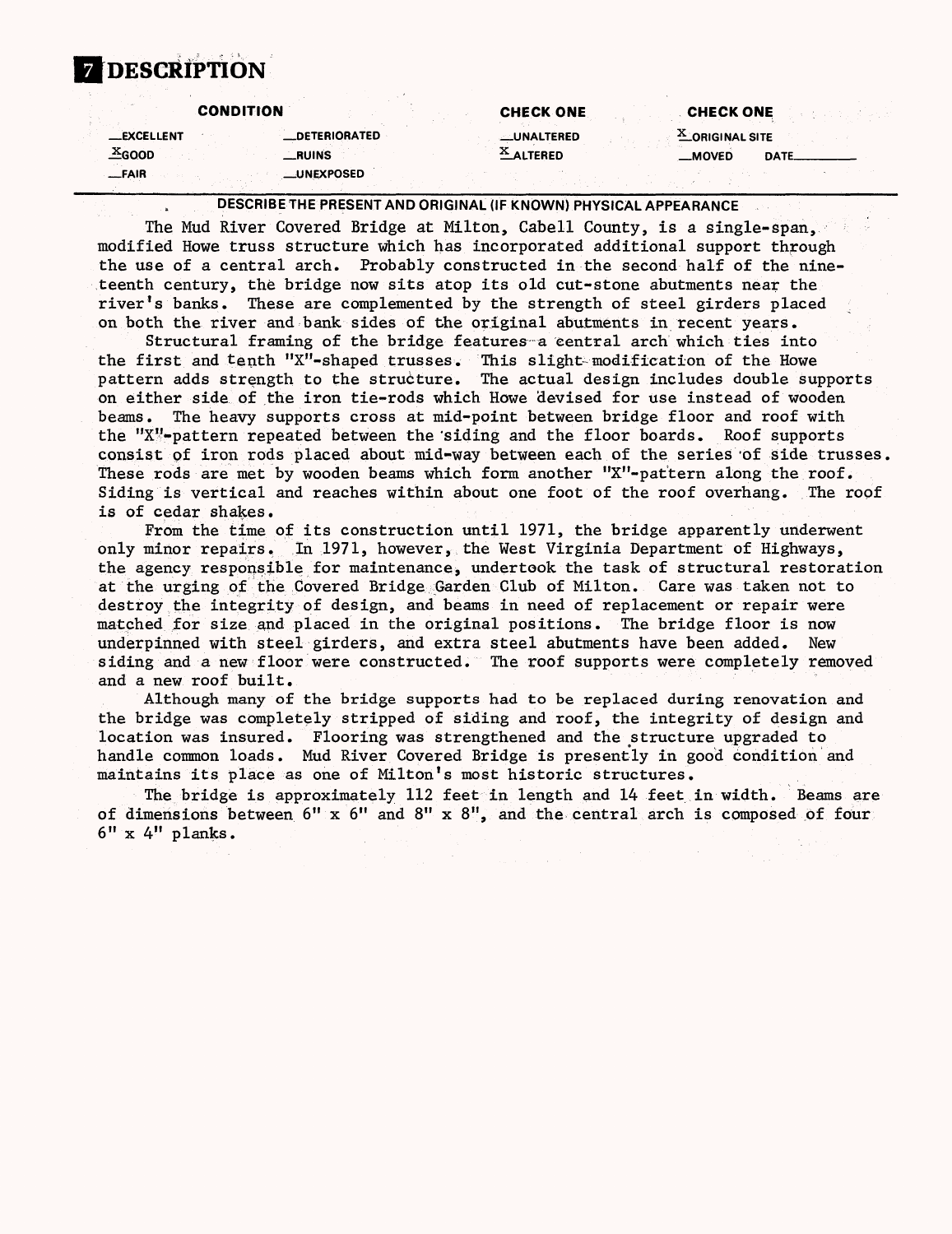# 7 DESCRIPTION

| CONDITION | | CHECK ONE | CHECK ONE |
|---|---|---|---|
| __EXCELLENT | __DETERIORATED | __UNALTERED | X ORIGINAL SITE |
| X GOOD | __RUINS | X ALTERED | __MOVED DATE______ |
| __FAIR | __UNEXPOSED | | |

**DESCRIBE THE PRESENT AND ORIGINAL (IF KNOWN) PHYSICAL APPEARANCE**

The Mud River Covered Bridge at Milton, Cabell County, is a single-span, modified Howe truss structure which has incorporated additional support through the use of a central arch. Probably constructed in the second half of the nineteenth century, the bridge now sits atop its old cut-stone abutments near the river's banks. These are complemented by the strength of steel girders placed on both the river and bank sides of the original abutments in recent years.

Structural framing of the bridge features a central arch which ties into the first and tenth "X"-shaped trusses. This slight modification of the Howe pattern adds strength to the structure. The actual design includes double supports on either side of the iron tie-rods which Howe devised for use instead of wooden beams. The heavy supports cross at mid-point between bridge floor and roof with the "X"-pattern repeated between the siding and the floor boards. Roof supports consist of iron rods placed about mid-way between each of the series of side trusses. These rods are met by wooden beams which form another "X"-pattern along the roof. Siding is vertical and reaches within about one foot of the roof overhang. The roof is of cedar shakes.

From the time of its construction until 1971, the bridge apparently underwent only minor repairs. In 1971, however, the West Virginia Department of Highways, the agency responsible for maintenance, undertook the task of structural restoration at the urging of the Covered Bridge Garden Club of Milton. Care was taken not to destroy the integrity of design, and beams in need of replacement or repair were matched for size and placed in the original positions. The bridge floor is now underpinned with steel girders, and extra steel abutments have been added. New siding and a new floor were constructed. The roof supports were completely removed and a new roof built.

Although many of the bridge supports had to be replaced during renovation and the bridge was completely stripped of siding and roof, the integrity of design and location was insured. Flooring was strengthened and the structure upgraded to handle common loads. Mud River Covered Bridge is presently in good condition and maintains its place as one of Milton's most historic structures.

The bridge is approximately 112 feet in length and 14 feet in width. Beams are of dimensions between 6" x 6" and 8" x 8", and the central arch is composed of four 6" x 4" planks.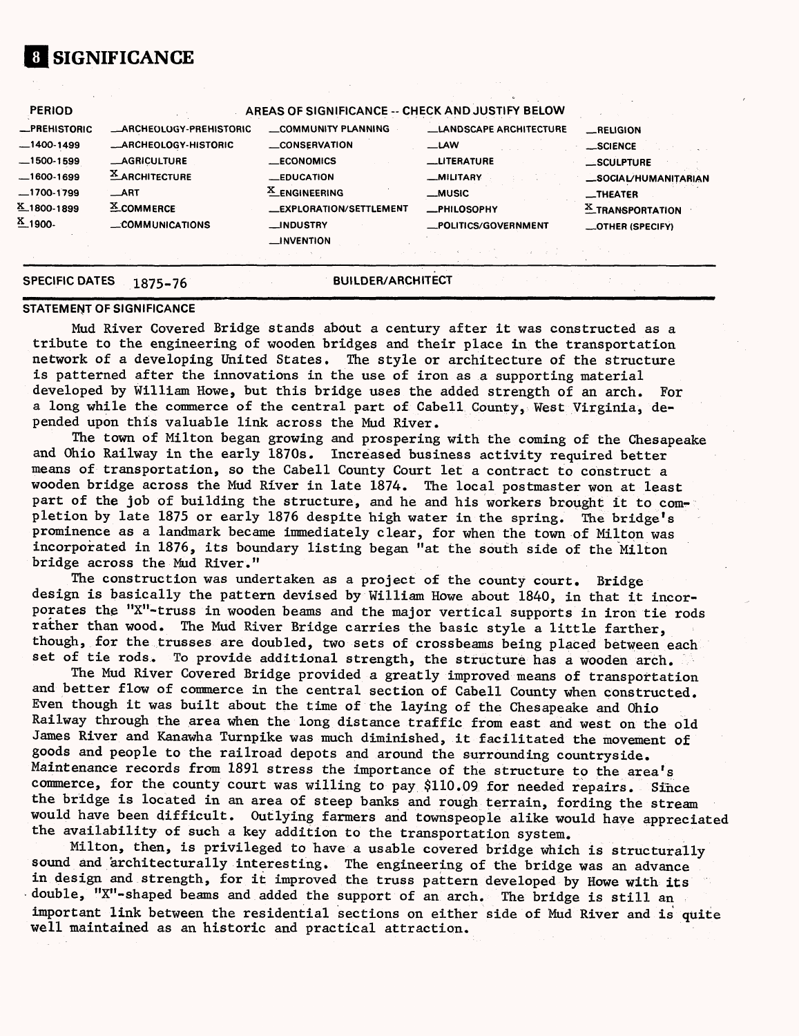# 8 SIGNIFICANCE

| PERIOD | AREAS OF SIGNIFICANCE -- CHECK AND JUSTIFY BELOW | | | |
|---|---|---|---|---|
| __PREHISTORIC | __ARCHEOLOGY-PREHISTORIC | __COMMUNITY PLANNING | __LANDSCAPE ARCHITECTURE | __RELIGION |
| __1400-1499 | __ARCHEOLOGY-HISTORIC | __CONSERVATION | __LAW | __SCIENCE |
| __1500-1599 | __AGRICULTURE | __ECONOMICS | __LITERATURE | __SCULPTURE |
| __1600-1699 | X ARCHITECTURE | __EDUCATION | __MILITARY | __SOCIAL/HUMANITARIAN |
| __1700-1799 | __ART | X ENGINEERING | __MUSIC | __THEATER |
| X 1800-1899 | X COMMERCE | __EXPLORATION/SETTLEMENT | __PHILOSOPHY | X TRANSPORTATION |
| X 1900- | __COMMUNICATIONS | __INDUSTRY | __POLITICS/GOVERNMENT | __OTHER (SPECIFY) |
| | | __INVENTION | | |

**SPECIFIC DATES** 1875-76 **BUILDER/ARCHITECT**

**STATEMENT OF SIGNIFICANCE**

Mud River Covered Bridge stands about a century after it was constructed as a tribute to the engineering of wooden bridges and their place in the transportation network of a developing United States. The style or architecture of the structure is patterned after the innovations in the use of iron as a supporting material developed by William Howe, but this bridge uses the added strength of an arch. For a long while the commerce of the central part of Cabell County, West Virginia, depended upon this valuable link across the Mud River.

The town of Milton began growing and prospering with the coming of the Chesapeake and Ohio Railway in the early 1870s. Increased business activity required better means of transportation, so the Cabell County Court let a contract to construct a wooden bridge across the Mud River in late 1874. The local postmaster won at least part of the job of building the structure, and he and his workers brought it to completion by late 1875 or early 1876 despite high water in the spring. The bridge's prominence as a landmark became immediately clear, for when the town of Milton was incorporated in 1876, its boundary listing began "at the south side of the Milton bridge across the Mud River."

The construction was undertaken as a project of the county court. Bridge design is basically the pattern devised by William Howe about 1840, in that it incorporates the "X"-truss in wooden beams and the major vertical supports in iron tie rods rather than wood. The Mud River Bridge carries the basic style a little farther, though, for the trusses are doubled, two sets of crossbeams being placed between each set of tie rods. To provide additional strength, the structure has a wooden arch.

The Mud River Covered Bridge provided a greatly improved means of transportation and better flow of commerce in the central section of Cabell County when constructed. Even though it was built about the time of the laying of the Chesapeake and Ohio Railway through the area when the long distance traffic from east and west on the old James River and Kanawha Turnpike was much diminished, it facilitated the movement of goods and people to the railroad depots and around the surrounding countryside. Maintenance records from 1891 stress the importance of the structure to the area's commerce, for the county court was willing to pay $110.09 for needed repairs. Since the bridge is located in an area of steep banks and rough terrain, fording the stream would have been difficult. Outlying farmers and townspeople alike would have appreciated the availability of such a key addition to the transportation system.

Milton, then, is privileged to have a usable covered bridge which is structurally sound and architecturally interesting. The engineering of the bridge was an advance in design and strength, for it improved the truss pattern developed by Howe with its double, "X"-shaped beams and added the support of an arch. The bridge is still an important link between the residential sections on either side of Mud River and is quite well maintained as an historic and practical attraction.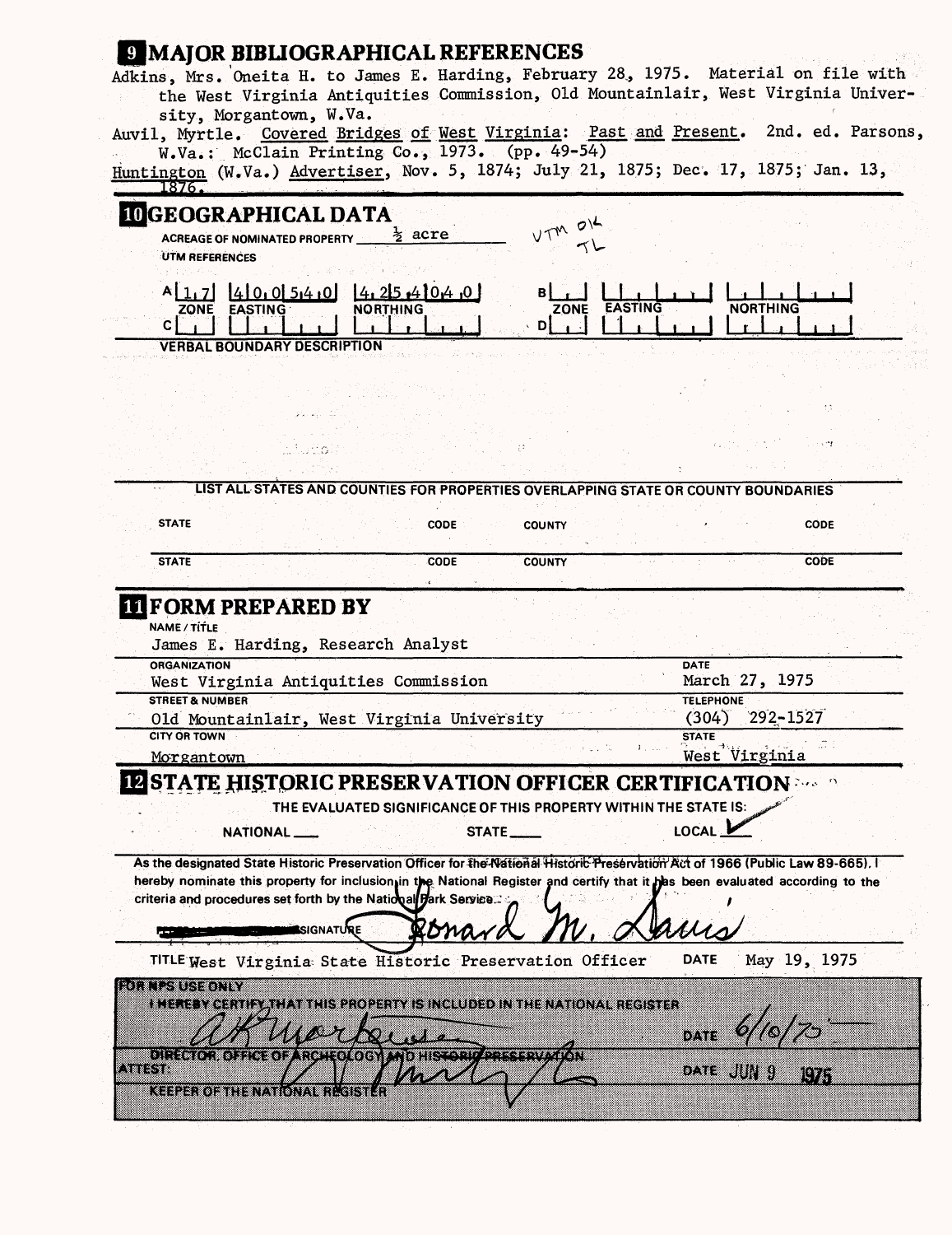## 9 MAJOR BIBLIOGRAPHICAL REFERENCES

Adkins, Mrs. Oneita H. to James E. Harding, February 28, 1975. Material on file with the West Virginia Antiquities Commission, Old Mountainlair, West Virginia University, Morgantown, W.Va.

Auvil, Myrtle. Covered Bridges of West Virginia: Past and Present. 2nd. ed. Parsons, W.Va.: McClain Printing Co., 1973. (pp. 49-54)

Huntington (W.Va.) Advertiser, Nov. 5, 1874; July 21, 1875; Dec. 17, 1875; Jan. 13, 1876.

## 10 GEOGRAPHICAL DATA

ACREAGE OF NOMINATED PROPERTY ½ acre

VTM OK TL

UTM REFERENCES

| | ZONE | EASTING | NORTHING |
|---|---|---|---|
| A | 17 | 400540 | 4254040 |
| B | | | |
| C | | | |
| D | | | |

VERBAL BOUNDARY DESCRIPTION

LIST ALL STATES AND COUNTIES FOR PROPERTIES OVERLAPPING STATE OR COUNTY BOUNDARIES

| STATE | CODE | COUNTY | CODE |
|---|---|---|---|
| STATE | CODE | COUNTY | CODE |

## 11 FORM PREPARED BY

NAME / TITLE
James E. Harding, Research Analyst

ORGANIZATION
West Virginia Antiquities Commission

DATE
March 27, 1975

STREET & NUMBER
Old Mountainlair, West Virginia University

TELEPHONE
(304) 292-1527

CITY OR TOWN
Morgantown

STATE
West Virginia

## 12 STATE HISTORIC PRESERVATION OFFICER CERTIFICATION

THE EVALUATED SIGNIFICANCE OF THIS PROPERTY WITHIN THE STATE IS:

NATIONAL ___ STATE ___ LOCAL ✓

As the designated State Historic Preservation Officer for the National Historic Preservation Act of 1966 (Public Law 89-665), I hereby nominate this property for inclusion in the National Register and certify that it has been evaluated according to the criteria and procedures set forth by the National Park Service.

SIGNATURE Leonard M. Davis

TITLE West Virginia State Historic Preservation Officer DATE May 19, 1975

FOR NPS USE ONLY

I HEREBY CERTIFY THAT THIS PROPERTY IS INCLUDED IN THE NATIONAL REGISTER

DATE 6/10/75

DIRECTOR, OFFICE OF ARCHEOLOGY AND HISTORIC PRESERVATION

ATTEST: DATE JUN 9 1975

KEEPER OF THE NATIONAL REGISTER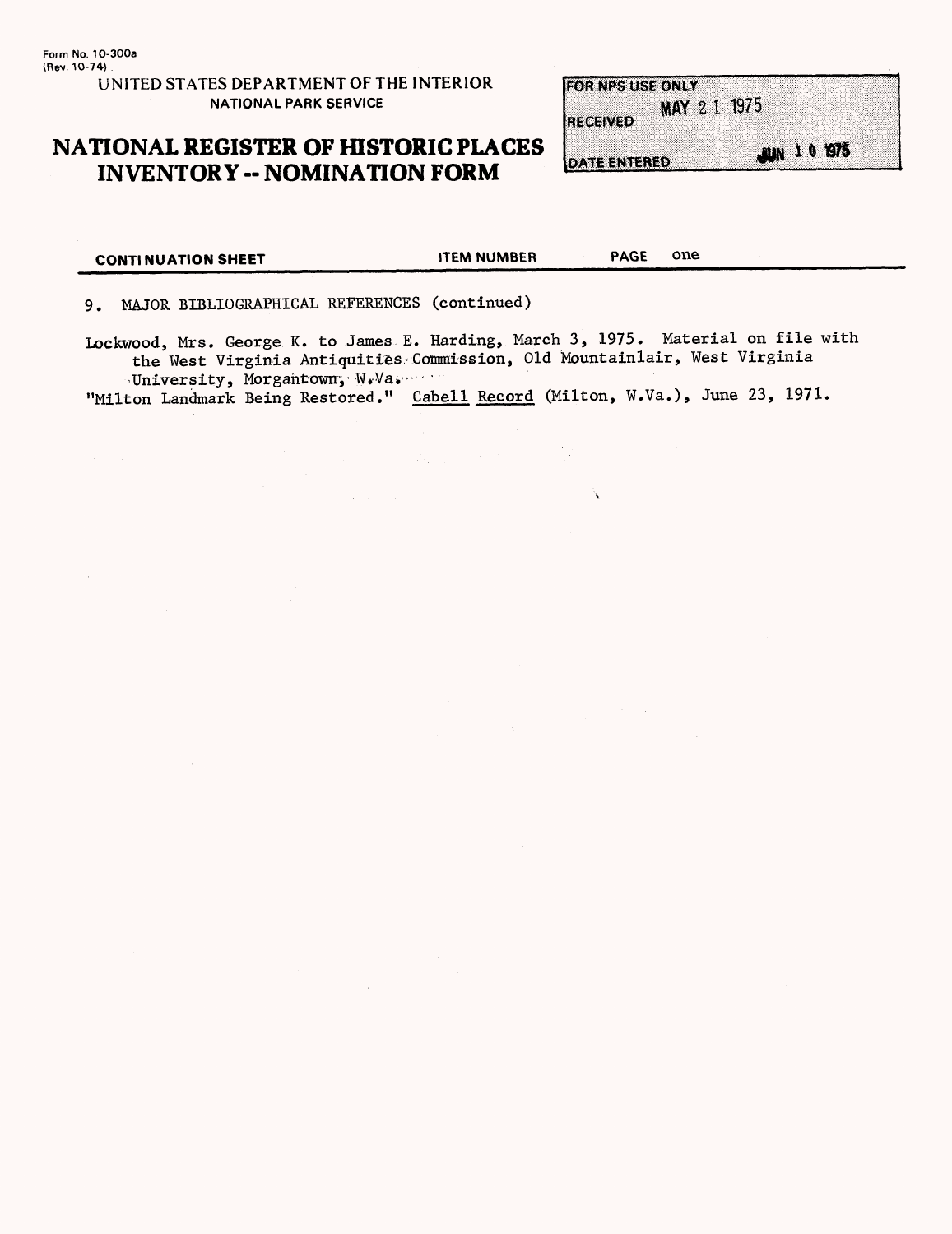Form No. 10-300a
(Rev. 10-74)

UNITED STATES DEPARTMENT OF THE INTERIOR
NATIONAL PARK SERVICE

# NATIONAL REGISTER OF HISTORIC PLACES INVENTORY -- NOMINATION FORM

| FOR NPS USE ONLY | |
|---|---|
| RECEIVED | MAY 21 1975 |
| DATE ENTERED | JUN 10 1975 |

**CONTINUATION SHEET** | **ITEM NUMBER** | **PAGE** one

9. MAJOR BIBLIOGRAPHICAL REFERENCES (continued)

Lockwood, Mrs. George K. to James E. Harding, March 3, 1975. Material on file with the West Virginia Antiquities Commission, Old Mountainlair, West Virginia University, Morgantown, W.Va.

"Milton Landmark Being Restored." Cabell Record (Milton, W.Va.), June 23, 1971.